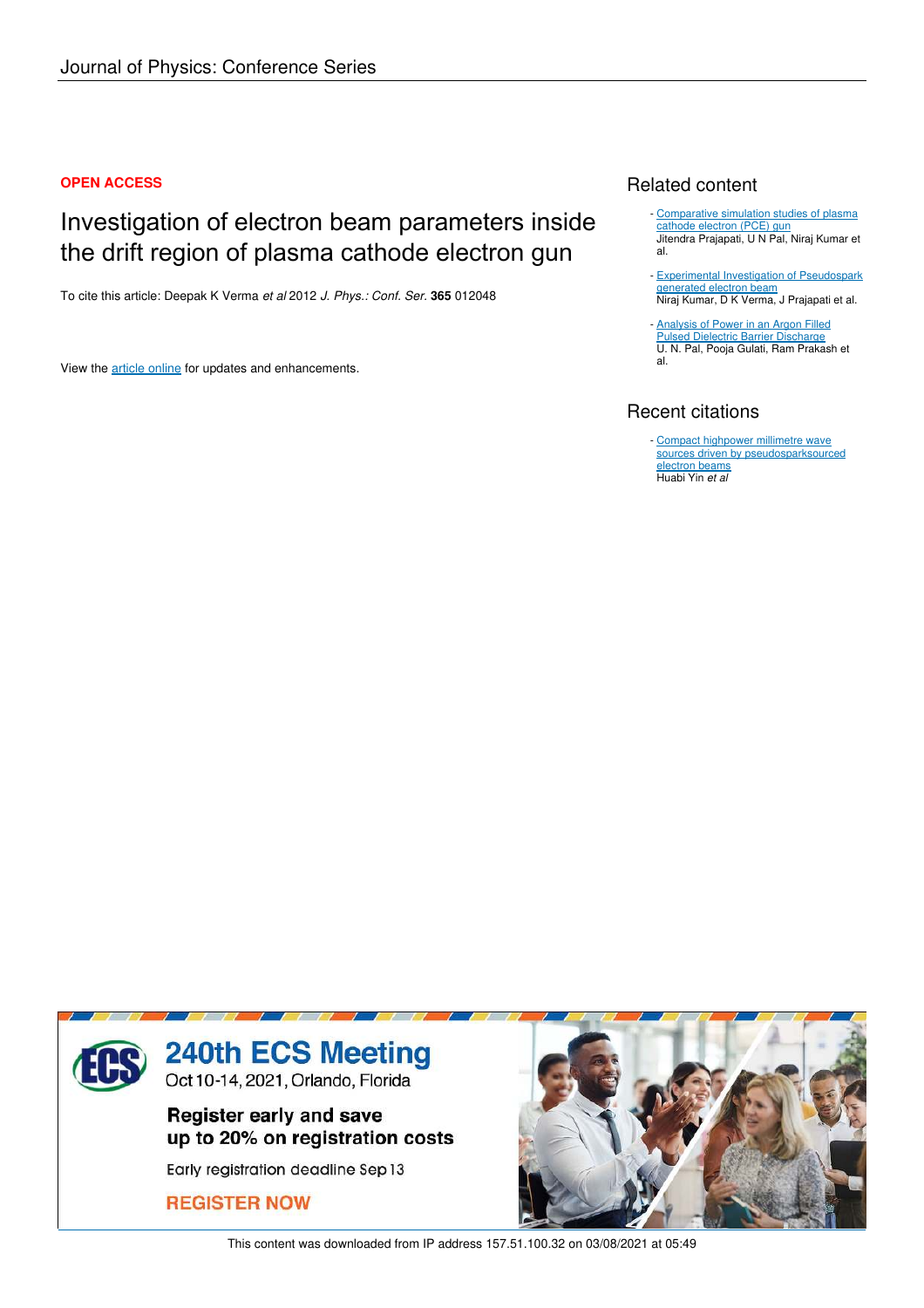Journal of Physics: Conference Series

**OPEN ACCESS**

# Investigation of electron beam parameters inside the drift region of plasma cathode electron gun

To cite this article: Deepak K Verma *et al* 2012 *J. Phys.: Conf. Ser.* **365** 012048

View the article online for updates and enhancements.

## Related content

- Comparative simulation studies of plasma cathode electron (PCE) gun
Jitendra Prajapati, U N Pal, Niraj Kumar et al.

- Experimental Investigation of Pseudospark generated electron beam
Niraj Kumar, D K Verma, J Prajapati et al.

- Analysis of Power in an Argon Filled Pulsed Dielectric Barrier Discharge
U. N. Pal, Pooja Gulati, Ram Prakash et al.

## Recent citations

- Compact highpower millimetre wave sources driven by pseudosparksourced electron beams
Huabi Yin *et al*

240th ECS Meeting
Oct 10-14, 2021, Orlando, Florida

Register early and save up to 20% on registration costs

Early registration deadline Sep 13

REGISTER NOW

This content was downloaded from IP address 157.51.100.32 on 03/08/2021 at 05:49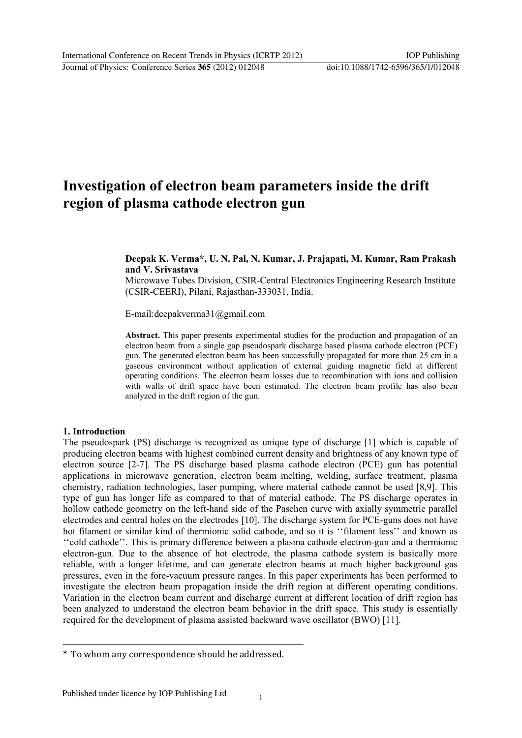# Investigation of electron beam parameters inside the drift region of plasma cathode electron gun

**Deepak K. Verma*, U. N. Pal, N. Kumar, J. Prajapati, M. Kumar, Ram Prakash and V. Srivastava**

Microwave Tubes Division, CSIR-Central Electronics Engineering Research Institute (CSIR-CEERI), Pilani, Rajasthan-333031, India.

E-mail:deepakverma31@gmail.com

**Abstract.** This paper presents experimental studies for the production and propagation of an electron beam from a single gap pseudospark discharge based plasma cathode electron (PCE) gun. The generated electron beam has been successfully propagated for more than 25 cm in a gaseous environment without application of external guiding magnetic field at different operating conditions. The electron beam losses due to recombination with ions and collision with walls of drift space have been estimated. The electron beam profile has also been analyzed in the drift region of the gun.

## 1. Introduction

The pseudospark (PS) discharge is recognized as unique type of discharge [1] which is capable of producing electron beams with highest combined current density and brightness of any known type of electron source [2-7]. The PS discharge based plasma cathode electron (PCE) gun has potential applications in microwave generation, electron beam melting, welding, surface treatment, plasma chemistry, radiation technologies, laser pumping, where material cathode cannot be used [8,9]. This type of gun has longer life as compared to that of material cathode. The PS discharge operates in hollow cathode geometry on the left-hand side of the Paschen curve with axially symmetric parallel electrodes and central holes on the electrodes [10]. The discharge system for PCE-guns does not have hot filament or similar kind of thermionic solid cathode, and so it is ''filament less'' and known as ''cold cathode''. This is primary difference between a plasma cathode electron-gun and a thermionic electron-gun. Due to the absence of hot electrode, the plasma cathode system is basically more reliable, with a longer lifetime, and can generate electron beams at much higher background gas pressures, even in the fore-vacuum pressure ranges. In this paper experiments has been performed to investigate the electron beam propagation inside the drift region at different operating conditions. Variation in the electron beam current and discharge current at different location of drift region has been analyzed to understand the electron beam behavior in the drift space. This study is essentially required for the development of plasma assisted backward wave oscillator (BWO) [11].

---

\* To whom any correspondence should be addressed.

Published under licence by IOP Publishing Ltd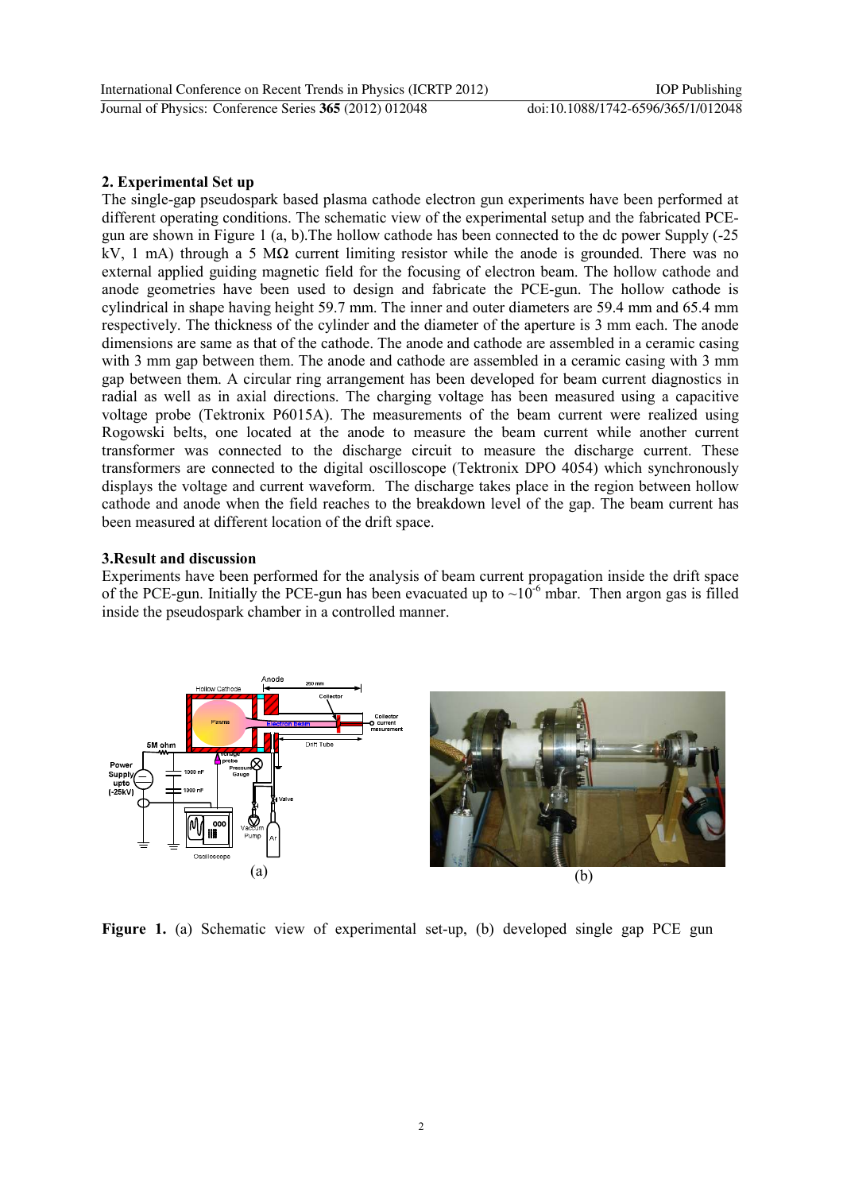## 2. Experimental Set up

The single-gap pseudospark based plasma cathode electron gun experiments have been performed at different operating conditions. The schematic view of the experimental setup and the fabricated PCE-gun are shown in Figure 1 (a, b).The hollow cathode has been connected to the dc power Supply (-25 kV, 1 mA) through a 5 MΩ current limiting resistor while the anode is grounded. There was no external applied guiding magnetic field for the focusing of electron beam. The hollow cathode and anode geometries have been used to design and fabricate the PCE-gun. The hollow cathode is cylindrical in shape having height 59.7 mm. The inner and outer diameters are 59.4 mm and 65.4 mm respectively. The thickness of the cylinder and the diameter of the aperture is 3 mm each. The anode dimensions are same as that of the cathode. The anode and cathode are assembled in a ceramic casing with 3 mm gap between them. The anode and cathode are assembled in a ceramic casing with 3 mm gap between them. A circular ring arrangement has been developed for beam current diagnostics in radial as well as in axial directions. The charging voltage has been measured using a capacitive voltage probe (Tektronix P6015A). The measurements of the beam current were realized using Rogowski belts, one located at the anode to measure the beam current while another current transformer was connected to the discharge circuit to measure the discharge current. These transformers are connected to the digital oscilloscope (Tektronix DPO 4054) which synchronously displays the voltage and current waveform. The discharge takes place in the region between hollow cathode and anode when the field reaches to the breakdown level of the gap. The beam current has been measured at different location of the drift space.

## 3.Result and discussion

Experiments have been performed for the analysis of beam current propagation inside the drift space of the PCE-gun. Initially the PCE-gun has been evacuated up to ~$10^{-6}$ mbar. Then argon gas is filled inside the pseudospark chamber in a controlled manner.

(a) (b)

**Figure 1.** (a) Schematic view of experimental set-up, (b) developed single gap PCE gun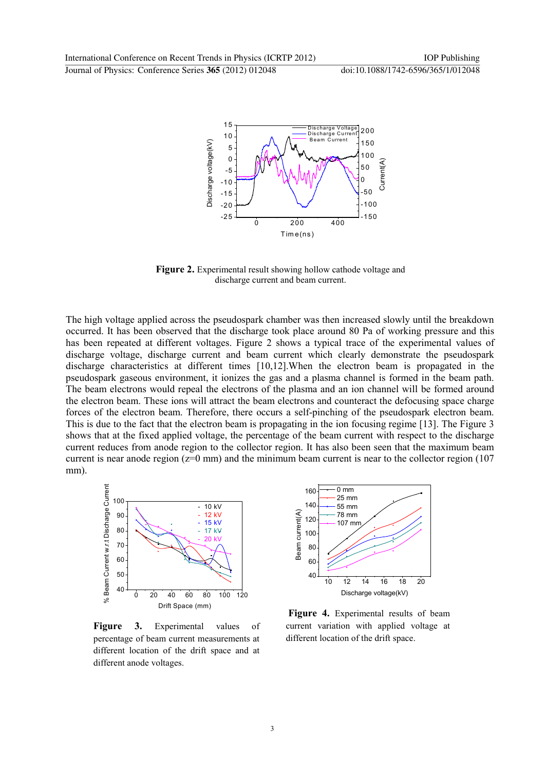**Figure 2.** Experimental result showing hollow cathode voltage and discharge current and beam current.

The high voltage applied across the pseudospark chamber was then increased slowly until the breakdown occurred. It has been observed that the discharge took place around 80 Pa of working pressure and this has been repeated at different voltages. Figure 2 shows a typical trace of the experimental values of discharge voltage, discharge current and beam current which clearly demonstrate the pseudospark discharge characteristics at different times [10,12].When the electron beam is propagated in the pseudospark gaseous environment, it ionizes the gas and a plasma channel is formed in the beam path. The beam electrons would repeal the electrons of the plasma and an ion channel will be formed around the electron beam. These ions will attract the beam electrons and counteract the defocusing space charge forces of the electron beam. Therefore, there occurs a self-pinching of the pseudospark electron beam. This is due to the fact that the electron beam is propagating in the ion focusing regime [13]. The Figure 3 shows that at the fixed applied voltage, the percentage of the beam current with respect to the discharge current reduces from anode region to the collector region. It has also been seen that the maximum beam current is near anode region (z=0 mm) and the minimum beam current is near to the collector region (107 mm).

**Figure 3.** Experimental values of percentage of beam current measurements at different location of the drift space and at different anode voltages.

**Figure 4.** Experimental results of beam current variation with applied voltage at different location of the drift space.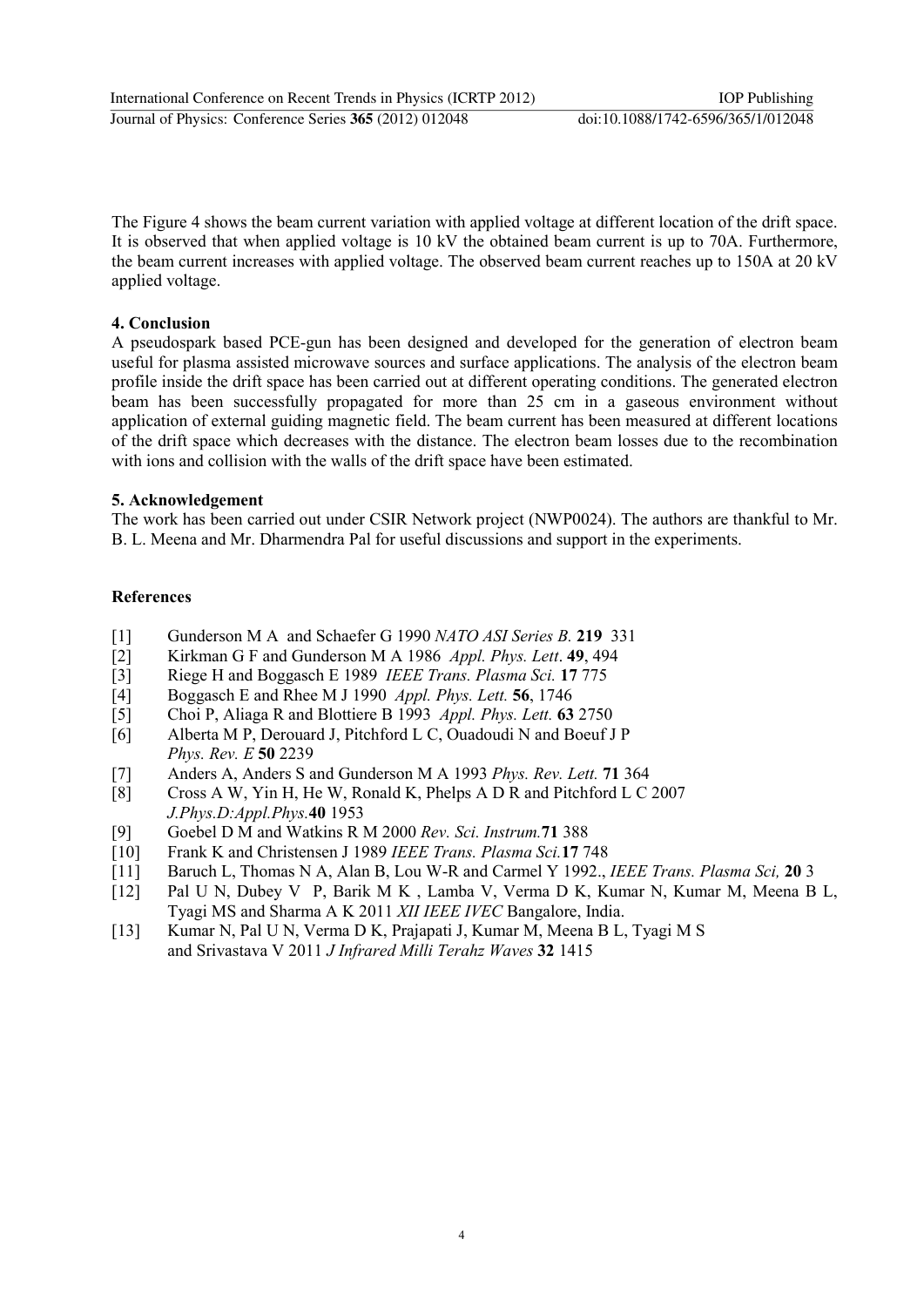The Figure 4 shows the beam current variation with applied voltage at different location of the drift space. It is observed that when applied voltage is 10 kV the obtained beam current is up to 70A. Furthermore, the beam current increases with applied voltage. The observed beam current reaches up to 150A at 20 kV applied voltage.

## 4. Conclusion

A pseudospark based PCE-gun has been designed and developed for the generation of electron beam useful for plasma assisted microwave sources and surface applications. The analysis of the electron beam profile inside the drift space has been carried out at different operating conditions. The generated electron beam has been successfully propagated for more than 25 cm in a gaseous environment without application of external guiding magnetic field. The beam current has been measured at different locations of the drift space which decreases with the distance. The electron beam losses due to the recombination with ions and collision with the walls of the drift space have been estimated.

## 5. Acknowledgement

The work has been carried out under CSIR Network project (NWP0024). The authors are thankful to Mr. B. L. Meena and Mr. Dharmendra Pal for useful discussions and support in the experiments.

## References

[1] Gunderson M A and Schaefer G 1990 *NATO ASI Series B.* **219** 331

[2] Kirkman G F and Gunderson M A 1986 *Appl. Phys. Lett*. **49**, 494

[3] Riege H and Boggasch E 1989 *IEEE Trans. Plasma Sci.* **17** 775

[4] Boggasch E and Rhee M J 1990 *Appl. Phys. Lett.* **56**, 1746

[5] Choi P, Aliaga R and Blottiere B 1993 *Appl. Phys. Lett.* **63** 2750

[6] Alberta M P, Derouard J, Pitchford L C, Ouadoudi N and Boeuf J P *Phys. Rev. E* **50** 2239

[7] Anders A, Anders S and Gunderson M A 1993 *Phys. Rev. Lett.* **71** 364

[8] Cross A W, Yin H, He W, Ronald K, Phelps A D R and Pitchford L C 2007 *J.Phys.D:Appl.Phys.* **40** 1953

[9] Goebel D M and Watkins R M 2000 *Rev. Sci. Instrum.* **71** 388

[10] Frank K and Christensen J 1989 *IEEE Trans. Plasma Sci.* **17** 748

[11] Baruch L, Thomas N A, Alan B, Lou W-R and Carmel Y 1992., *IEEE Trans. Plasma Sci,* **20** 3

[12] Pal U N, Dubey V P, Barik M K , Lamba V, Verma D K, Kumar N, Kumar M, Meena B L, Tyagi MS and Sharma A K 2011 *XII IEEE IVEC* Bangalore, India.

[13] Kumar N, Pal U N, Verma D K, Prajapati J, Kumar M, Meena B L, Tyagi M S and Srivastava V 2011 *J Infrared Milli Terahz Waves* **32** 1415